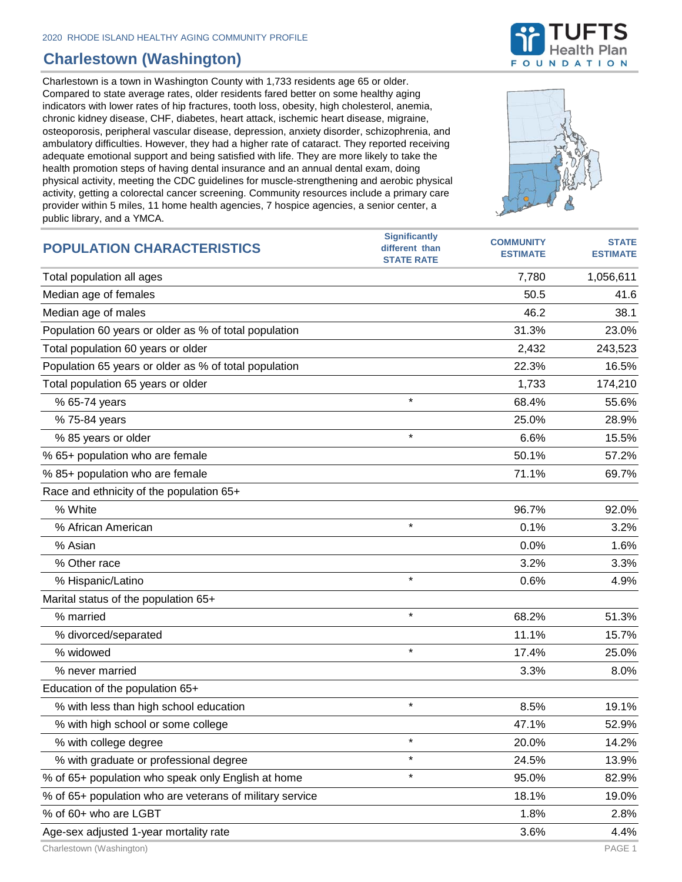2020 RHODE ISLAND HEALTHY AGING COMMUNITY PROFILE

# Charlestown (Washington)

Charlestown is a town in Washington County with 1,733 residents age 65 or older. Compared to state average rates, older residents fared better on some healthy aging indicators with lower rates of hip fractures, tooth loss, obesity, high cholesterol, anemia, chronic kidney disease, CHF, diabetes, heart attack, ischemic heart disease, migraine, osteoporosis, peripheral vascular disease, depression, anxiety disorder, schizophrenia, and ambulatory difficulties. However, they had a higher rate of cataract. They reported receiving adequate emotional support and being satisfied with life. They are more likely to take the health promotion steps of having dental insurance and an annual dental exam, doing physical activity, meeting the CDC guidelines for muscle-strengthening and aerobic physical activity, getting a colorectal cancer screening. Community resources include a primary care provider within 5 miles, 11 home health agencies, 7 hospice agencies, a senior center, a public library, and a YMCA.

| POPULATION CHARACTERISTICS | Significantly different than STATE RATE | COMMUNITY ESTIMATE | STATE ESTIMATE |
|---|---|---|---|
| Total population all ages | | 7,780 | 1,056,611 |
| Median age of females | | 50.5 | 41.6 |
| Median age of males | | 46.2 | 38.1 |
| Population 60 years or older as % of total population | | 31.3% | 23.0% |
| Total population 60 years or older | | 2,432 | 243,523 |
| Population 65 years or older as % of total population | | 22.3% | 16.5% |
| Total population 65 years or older | | 1,733 | 174,210 |
| % 65-74 years | * | 68.4% | 55.6% |
| % 75-84 years | | 25.0% | 28.9% |
| % 85 years or older | * | 6.6% | 15.5% |
| % 65+ population who are female | | 50.1% | 57.2% |
| % 85+ population who are female | | 71.1% | 69.7% |
| Race and ethnicity of the population 65+ | | | |
| % White | | 96.7% | 92.0% |
| % African American | * | 0.1% | 3.2% |
| % Asian | | 0.0% | 1.6% |
| % Other race | | 3.2% | 3.3% |
| % Hispanic/Latino | * | 0.6% | 4.9% |
| Marital status of the population 65+ | | | |
| % married | * | 68.2% | 51.3% |
| % divorced/separated | | 11.1% | 15.7% |
| % widowed | * | 17.4% | 25.0% |
| % never married | | 3.3% | 8.0% |
| Education of the population 65+ | | | |
| % with less than high school education | * | 8.5% | 19.1% |
| % with high school or some college | | 47.1% | 52.9% |
| % with college degree | * | 20.0% | 14.2% |
| % with graduate or professional degree | * | 24.5% | 13.9% |
| % of 65+ population who speak only English at home | * | 95.0% | 82.9% |
| % of 65+ population who are veterans of military service | | 18.1% | 19.0% |
| % of 60+ who are LGBT | | 1.8% | 2.8% |
| Age-sex adjusted 1-year mortality rate | | 3.6% | 4.4% |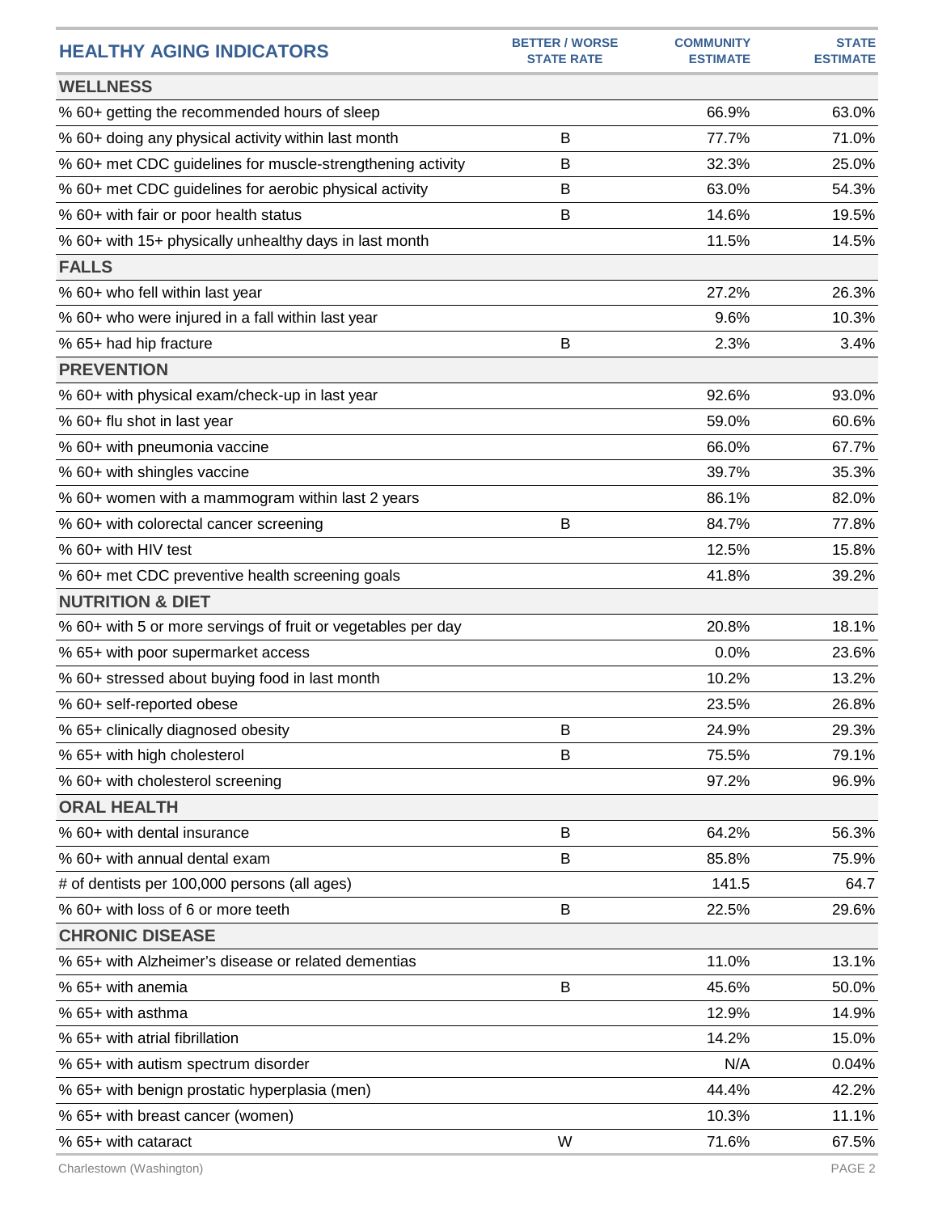| HEALTHY AGING INDICATORS | BETTER / WORSE STATE RATE | COMMUNITY ESTIMATE | STATE ESTIMATE |
|---|---|---|---|
| **WELLNESS** | | | |
| % 60+ getting the recommended hours of sleep | | 66.9% | 63.0% |
| % 60+ doing any physical activity within last month | B | 77.7% | 71.0% |
| % 60+ met CDC guidelines for muscle-strengthening activity | B | 32.3% | 25.0% |
| % 60+ met CDC guidelines for aerobic physical activity | B | 63.0% | 54.3% |
| % 60+ with fair or poor health status | B | 14.6% | 19.5% |
| % 60+ with 15+ physically unhealthy days in last month | | 11.5% | 14.5% |
| **FALLS** | | | |
| % 60+ who fell within last year | | 27.2% | 26.3% |
| % 60+ who were injured in a fall within last year | | 9.6% | 10.3% |
| % 65+ had hip fracture | B | 2.3% | 3.4% |
| **PREVENTION** | | | |
| % 60+ with physical exam/check-up in last year | | 92.6% | 93.0% |
| % 60+ flu shot in last year | | 59.0% | 60.6% |
| % 60+ with pneumonia vaccine | | 66.0% | 67.7% |
| % 60+ with shingles vaccine | | 39.7% | 35.3% |
| % 60+ women with a mammogram within last 2 years | | 86.1% | 82.0% |
| % 60+ with colorectal cancer screening | B | 84.7% | 77.8% |
| % 60+ with HIV test | | 12.5% | 15.8% |
| % 60+ met CDC preventive health screening goals | | 41.8% | 39.2% |
| **NUTRITION & DIET** | | | |
| % 60+ with 5 or more servings of fruit or vegetables per day | | 20.8% | 18.1% |
| % 65+ with poor supermarket access | | 0.0% | 23.6% |
| % 60+ stressed about buying food in last month | | 10.2% | 13.2% |
| % 60+ self-reported obese | | 23.5% | 26.8% |
| % 65+ clinically diagnosed obesity | B | 24.9% | 29.3% |
| % 65+ with high cholesterol | B | 75.5% | 79.1% |
| % 60+ with cholesterol screening | | 97.2% | 96.9% |
| **ORAL HEALTH** | | | |
| % 60+ with dental insurance | B | 64.2% | 56.3% |
| % 60+ with annual dental exam | B | 85.8% | 75.9% |
| # of dentists per 100,000 persons (all ages) | | 141.5 | 64.7 |
| % 60+ with loss of 6 or more teeth | B | 22.5% | 29.6% |
| **CHRONIC DISEASE** | | | |
| % 65+ with Alzheimer's disease or related dementias | | 11.0% | 13.1% |
| % 65+ with anemia | B | 45.6% | 50.0% |
| % 65+ with asthma | | 12.9% | 14.9% |
| % 65+ with atrial fibrillation | | 14.2% | 15.0% |
| % 65+ with autism spectrum disorder | | N/A | 0.04% |
| % 65+ with benign prostatic hyperplasia (men) | | 44.4% | 42.2% |
| % 65+ with breast cancer (women) | | 10.3% | 11.1% |
| % 65+ with cataract | W | 71.6% | 67.5% |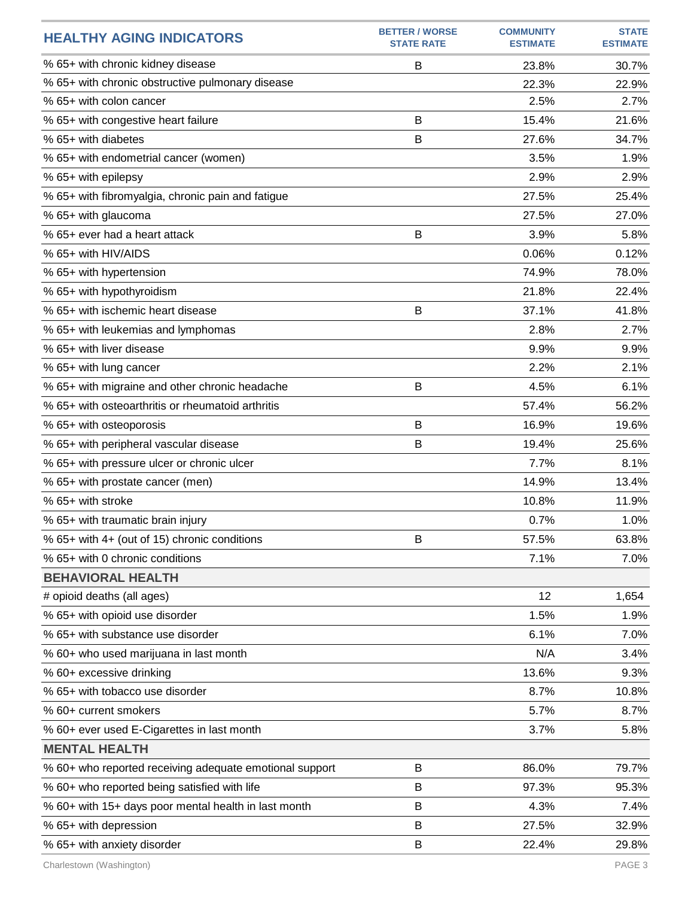| HEALTHY AGING INDICATORS | BETTER / WORSE STATE RATE | COMMUNITY ESTIMATE | STATE ESTIMATE |
|---|---|---|---|
| % 65+ with chronic kidney disease | B | 23.8% | 30.7% |
| % 65+ with chronic obstructive pulmonary disease | | 22.3% | 22.9% |
| % 65+ with colon cancer | | 2.5% | 2.7% |
| % 65+ with congestive heart failure | B | 15.4% | 21.6% |
| % 65+ with diabetes | B | 27.6% | 34.7% |
| % 65+ with endometrial cancer (women) | | 3.5% | 1.9% |
| % 65+ with epilepsy | | 2.9% | 2.9% |
| % 65+ with fibromyalgia, chronic pain and fatigue | | 27.5% | 25.4% |
| % 65+ with glaucoma | | 27.5% | 27.0% |
| % 65+ ever had a heart attack | B | 3.9% | 5.8% |
| % 65+ with HIV/AIDS | | 0.06% | 0.12% |
| % 65+ with hypertension | | 74.9% | 78.0% |
| % 65+ with hypothyroidism | | 21.8% | 22.4% |
| % 65+ with ischemic heart disease | B | 37.1% | 41.8% |
| % 65+ with leukemias and lymphomas | | 2.8% | 2.7% |
| % 65+ with liver disease | | 9.9% | 9.9% |
| % 65+ with lung cancer | | 2.2% | 2.1% |
| % 65+ with migraine and other chronic headache | B | 4.5% | 6.1% |
| % 65+ with osteoarthritis or rheumatoid arthritis | | 57.4% | 56.2% |
| % 65+ with osteoporosis | B | 16.9% | 19.6% |
| % 65+ with peripheral vascular disease | B | 19.4% | 25.6% |
| % 65+ with pressure ulcer or chronic ulcer | | 7.7% | 8.1% |
| % 65+ with prostate cancer (men) | | 14.9% | 13.4% |
| % 65+ with stroke | | 10.8% | 11.9% |
| % 65+ with traumatic brain injury | | 0.7% | 1.0% |
| % 65+ with 4+ (out of 15) chronic conditions | B | 57.5% | 63.8% |
| % 65+ with 0 chronic conditions | | 7.1% | 7.0% |
| **BEHAVIORAL HEALTH** | | | |
| # opioid deaths (all ages) | | 12 | 1,654 |
| % 65+ with opioid use disorder | | 1.5% | 1.9% |
| % 65+ with substance use disorder | | 6.1% | 7.0% |
| % 60+ who used marijuana in last month | | N/A | 3.4% |
| % 60+ excessive drinking | | 13.6% | 9.3% |
| % 65+ with tobacco use disorder | | 8.7% | 10.8% |
| % 60+ current smokers | | 5.7% | 8.7% |
| % 60+ ever used E-Cigarettes in last month | | 3.7% | 5.8% |
| **MENTAL HEALTH** | | | |
| % 60+ who reported receiving adequate emotional support | B | 86.0% | 79.7% |
| % 60+ who reported being satisfied with life | B | 97.3% | 95.3% |
| % 60+ with 15+ days poor mental health in last month | B | 4.3% | 7.4% |
| % 65+ with depression | B | 27.5% | 32.9% |
| % 65+ with anxiety disorder | B | 22.4% | 29.8% |

Charlestown (Washington)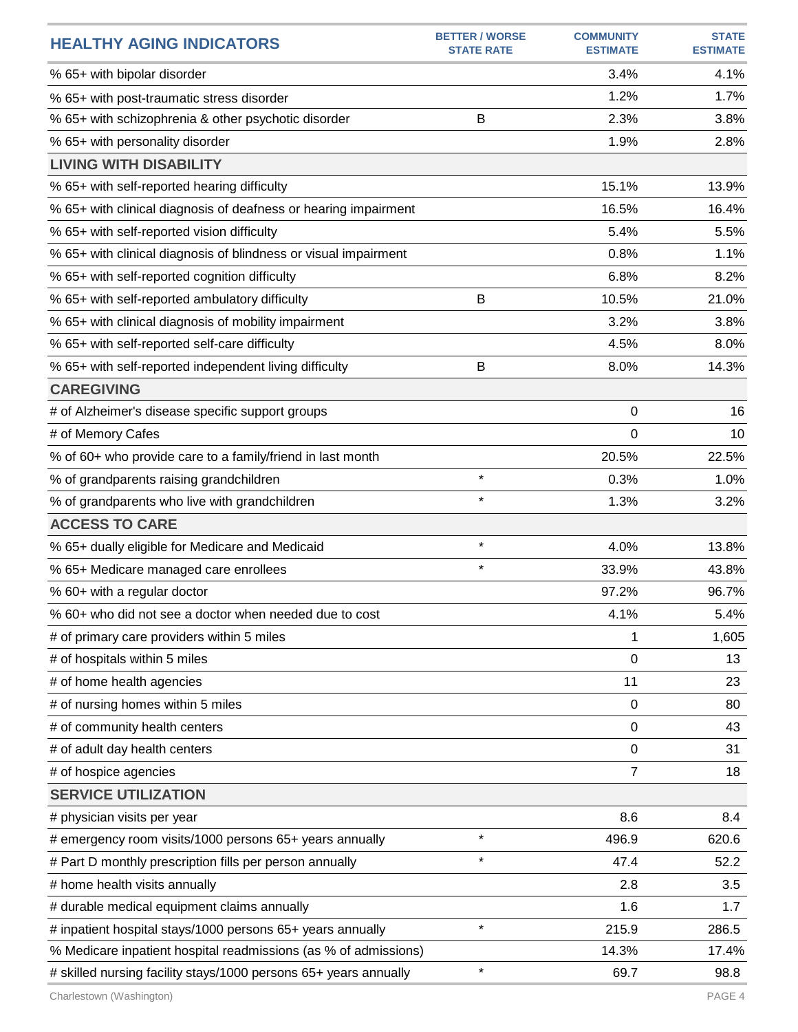| HEALTHY AGING INDICATORS | BETTER / WORSE STATE RATE | COMMUNITY ESTIMATE | STATE ESTIMATE |
|---|---|---|---|
| % 65+ with bipolar disorder | | 3.4% | 4.1% |
| % 65+ with post-traumatic stress disorder | | 1.2% | 1.7% |
| % 65+ with schizophrenia & other psychotic disorder | B | 2.3% | 3.8% |
| % 65+ with personality disorder | | 1.9% | 2.8% |
| **LIVING WITH DISABILITY** | | | |
| % 65+ with self-reported hearing difficulty | | 15.1% | 13.9% |
| % 65+ with clinical diagnosis of deafness or hearing impairment | | 16.5% | 16.4% |
| % 65+ with self-reported vision difficulty | | 5.4% | 5.5% |
| % 65+ with clinical diagnosis of blindness or visual impairment | | 0.8% | 1.1% |
| % 65+ with self-reported cognition difficulty | | 6.8% | 8.2% |
| % 65+ with self-reported ambulatory difficulty | B | 10.5% | 21.0% |
| % 65+ with clinical diagnosis of mobility impairment | | 3.2% | 3.8% |
| % 65+ with self-reported self-care difficulty | | 4.5% | 8.0% |
| % 65+ with self-reported independent living difficulty | B | 8.0% | 14.3% |
| **CAREGIVING** | | | |
| # of Alzheimer's disease specific support groups | | 0 | 16 |
| # of Memory Cafes | | 0 | 10 |
| % of 60+ who provide care to a family/friend in last month | | 20.5% | 22.5% |
| % of grandparents raising grandchildren | * | 0.3% | 1.0% |
| % of grandparents who live with grandchildren | * | 1.3% | 3.2% |
| **ACCESS TO CARE** | | | |
| % 65+ dually eligible for Medicare and Medicaid | * | 4.0% | 13.8% |
| % 65+ Medicare managed care enrollees | * | 33.9% | 43.8% |
| % 60+ with a regular doctor | | 97.2% | 96.7% |
| % 60+ who did not see a doctor when needed due to cost | | 4.1% | 5.4% |
| # of primary care providers within 5 miles | | 1 | 1,605 |
| # of hospitals within 5 miles | | 0 | 13 |
| # of home health agencies | | 11 | 23 |
| # of nursing homes within 5 miles | | 0 | 80 |
| # of community health centers | | 0 | 43 |
| # of adult day health centers | | 0 | 31 |
| # of hospice agencies | | 7 | 18 |
| **SERVICE UTILIZATION** | | | |
| # physician visits per year | | 8.6 | 8.4 |
| # emergency room visits/1000 persons 65+ years annually | * | 496.9 | 620.6 |
| # Part D monthly prescription fills per person annually | * | 47.4 | 52.2 |
| # home health visits annually | | 2.8 | 3.5 |
| # durable medical equipment claims annually | | 1.6 | 1.7 |
| # inpatient hospital stays/1000 persons 65+ years annually | * | 215.9 | 286.5 |
| % Medicare inpatient hospital readmissions (as % of admissions) | | 14.3% | 17.4% |
| # skilled nursing facility stays/1000 persons 65+ years annually | * | 69.7 | 98.8 |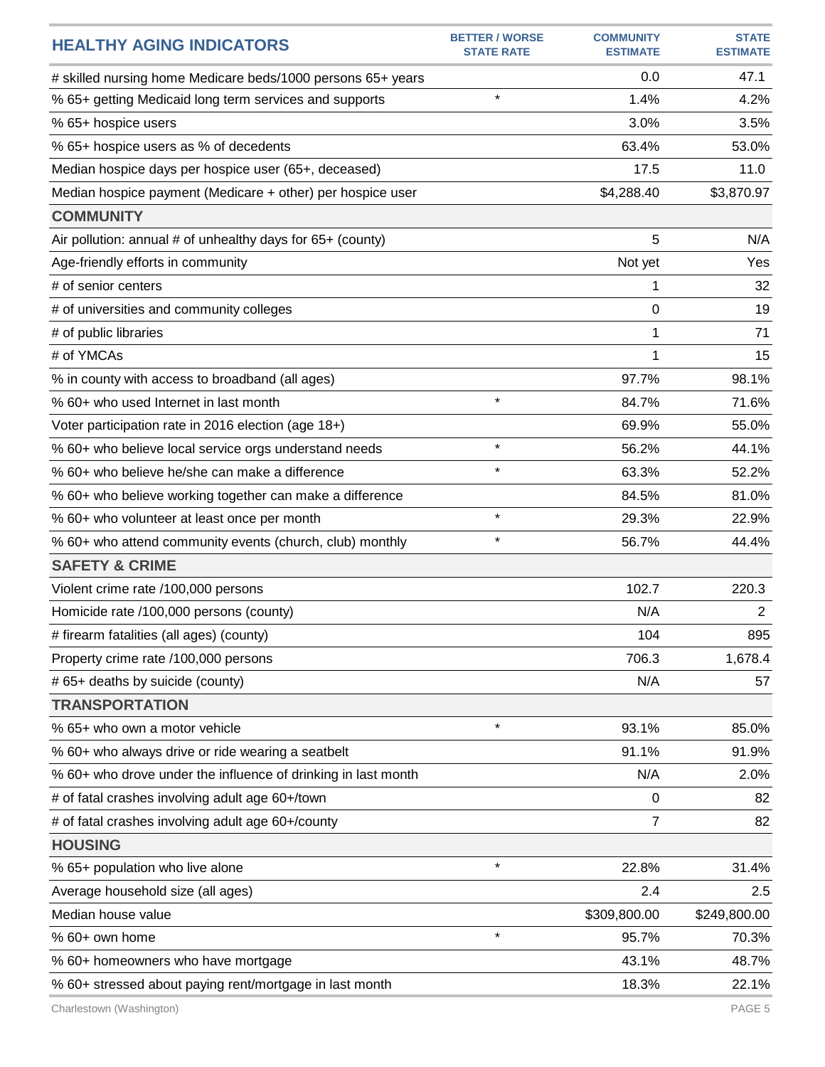| HEALTHY AGING INDICATORS | BETTER / WORSE STATE RATE | COMMUNITY ESTIMATE | STATE ESTIMATE |
|---|---|---|---|
| # skilled nursing home Medicare beds/1000 persons 65+ years | | 0.0 | 47.1 |
| % 65+ getting Medicaid long term services and supports | * | 1.4% | 4.2% |
| % 65+ hospice users | | 3.0% | 3.5% |
| % 65+ hospice users as % of decedents | | 63.4% | 53.0% |
| Median hospice days per hospice user (65+, deceased) | | 17.5 | 11.0 |
| Median hospice payment (Medicare + other) per hospice user | | $4,288.40 | $3,870.97 |
| **COMMUNITY** | | | |
| Air pollution: annual # of unhealthy days for 65+ (county) | | 5 | N/A |
| Age-friendly efforts in community | | Not yet | Yes |
| # of senior centers | | 1 | 32 |
| # of universities and community colleges | | 0 | 19 |
| # of public libraries | | 1 | 71 |
| # of YMCAs | | 1 | 15 |
| % in county with access to broadband (all ages) | | 97.7% | 98.1% |
| % 60+ who used Internet in last month | * | 84.7% | 71.6% |
| Voter participation rate in 2016 election (age 18+) | | 69.9% | 55.0% |
| % 60+ who believe local service orgs understand needs | * | 56.2% | 44.1% |
| % 60+ who believe he/she can make a difference | * | 63.3% | 52.2% |
| % 60+ who believe working together can make a difference | | 84.5% | 81.0% |
| % 60+ who volunteer at least once per month | * | 29.3% | 22.9% |
| % 60+ who attend community events (church, club) monthly | * | 56.7% | 44.4% |
| **SAFETY & CRIME** | | | |
| Violent crime rate /100,000 persons | | 102.7 | 220.3 |
| Homicide rate /100,000 persons (county) | | N/A | 2 |
| # firearm fatalities (all ages) (county) | | 104 | 895 |
| Property crime rate /100,000 persons | | 706.3 | 1,678.4 |
| # 65+ deaths by suicide (county) | | N/A | 57 |
| **TRANSPORTATION** | | | |
| % 65+ who own a motor vehicle | * | 93.1% | 85.0% |
| % 60+ who always drive or ride wearing a seatbelt | | 91.1% | 91.9% |
| % 60+ who drove under the influence of drinking in last month | | N/A | 2.0% |
| # of fatal crashes involving adult age 60+/town | | 0 | 82 |
| # of fatal crashes involving adult age 60+/county | | 7 | 82 |
| **HOUSING** | | | |
| % 65+ population who live alone | * | 22.8% | 31.4% |
| Average household size (all ages) | | 2.4 | 2.5 |
| Median house value | | $309,800.00 | $249,800.00 |
| % 60+ own home | * | 95.7% | 70.3% |
| % 60+ homeowners who have mortgage | | 43.1% | 48.7% |
| % 60+ stressed about paying rent/mortgage in last month | | 18.3% | 22.1% |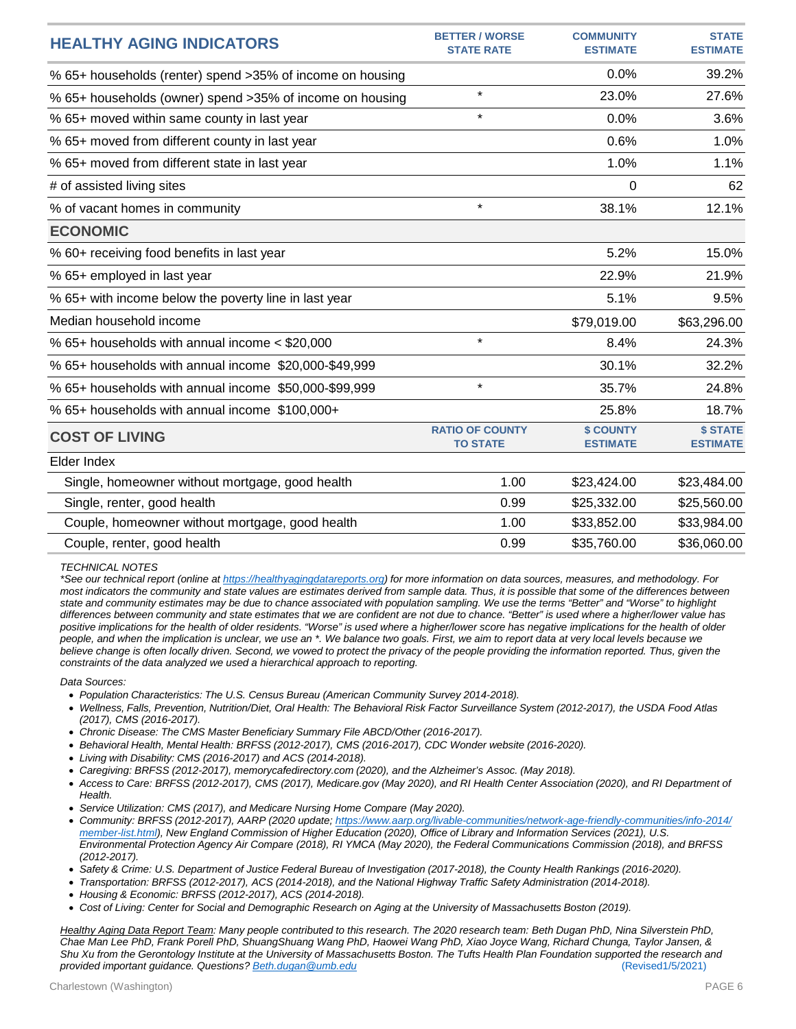| HEALTHY AGING INDICATORS | BETTER / WORSE STATE RATE | COMMUNITY ESTIMATE | STATE ESTIMATE |
|---|---|---|---|
| % 65+ households (renter) spend >35% of income on housing | | 0.0% | 39.2% |
| % 65+ households (owner) spend >35% of income on housing | * | 23.0% | 27.6% |
| % 65+ moved within same county in last year | * | 0.0% | 3.6% |
| % 65+ moved from different county in last year | | 0.6% | 1.0% |
| % 65+ moved from different state in last year | | 1.0% | 1.1% |
| # of assisted living sites | | 0 | 62 |
| % of vacant homes in community | * | 38.1% | 12.1% |
| **ECONOMIC** | | | |
| % 60+ receiving food benefits in last year | | 5.2% | 15.0% |
| % 65+ employed in last year | | 22.9% | 21.9% |
| % 65+ with income below the poverty line in last year | | 5.1% | 9.5% |
| Median household income | | $79,019.00 | $63,296.00 |
| % 65+ households with annual income < $20,000 | * | 8.4% | 24.3% |
| % 65+ households with annual income $20,000-$49,999 | | 30.1% | 32.2% |
| % 65+ households with annual income $50,000-$99,999 | * | 35.7% | 24.8% |
| % 65+ households with annual income $100,000+ | | 25.8% | 18.7% |

| COST OF LIVING | RATIO OF COUNTY TO STATE | $ COUNTY ESTIMATE | $ STATE ESTIMATE |
|---|---|---|---|
| Elder Index | | | |
| Single, homeowner without mortgage, good health | 1.00 | $23,424.00 | $23,484.00 |
| Single, renter, good health | 0.99 | $25,332.00 | $25,560.00 |
| Couple, homeowner without mortgage, good health | 1.00 | $33,852.00 | $33,984.00 |
| Couple, renter, good health | 0.99 | $35,760.00 | $36,060.00 |

*TECHNICAL NOTES*

*\*See our technical report (online at https://healthyagingdatareports.org) for more information on data sources, measures, and methodology. For most indicators the community and state values are estimates derived from sample data. Thus, it is possible that some of the differences between state and community estimates may be due to chance associated with population sampling. We use the terms "Better" and "Worse" to highlight differences between community and state estimates that we are confident are not due to chance. "Better" is used where a higher/lower value has positive implications for the health of older residents. "Worse" is used where a higher/lower score has negative implications for the health of older people, and when the implication is unclear, we use an \*. We balance two goals. First, we aim to report data at very local levels because we believe change is often locally driven. Second, we vowed to protect the privacy of the people providing the information reported. Thus, given the constraints of the data analyzed we used a hierarchical approach to reporting.*

*Data Sources:*

- *Population Characteristics: The U.S. Census Bureau (American Community Survey 2014-2018).*
- *Wellness, Falls, Prevention, Nutrition/Diet, Oral Health: The Behavioral Risk Factor Surveillance System (2012-2017), the USDA Food Atlas (2017), CMS (2016-2017).*
- *Chronic Disease: The CMS Master Beneficiary Summary File ABCD/Other (2016-2017).*
- *Behavioral Health, Mental Health: BRFSS (2012-2017), CMS (2016-2017), CDC Wonder website (2016-2020).*
- *Living with Disability: CMS (2016-2017) and ACS (2014-2018).*
- *Caregiving: BRFSS (2012-2017), memorycafedirectory.com (2020), and the Alzheimer's Assoc. (May 2018).*
- *Access to Care: BRFSS (2012-2017), CMS (2017), Medicare.gov (May 2020), and RI Health Center Association (2020), and RI Department of Health.*
- *Service Utilization: CMS (2017), and Medicare Nursing Home Compare (May 2020).*
- *Community: BRFSS (2012-2017), AARP (2020 update; https://www.aarp.org/livable-communities/network-age-friendly-communities/info-2014/member-list.html), New England Commission of Higher Education (2020), Office of Library and Information Services (2021), U.S. Environmental Protection Agency Air Compare (2018), RI YMCA (May 2020), the Federal Communications Commission (2018), and BRFSS (2012-2017).*
- *Safety & Crime: U.S. Department of Justice Federal Bureau of Investigation (2017-2018), the County Health Rankings (2016-2020).*
- *Transportation: BRFSS (2012-2017), ACS (2014-2018), and the National Highway Traffic Safety Administration (2014-2018).*
- *Housing & Economic: BRFSS (2012-2017), ACS (2014-2018).*
- *Cost of Living: Center for Social and Demographic Research on Aging at the University of Massachusetts Boston (2019).*

*Healthy Aging Data Report Team: Many people contributed to this research. The 2020 research team: Beth Dugan PhD, Nina Silverstein PhD, Chae Man Lee PhD, Frank Porell PhD, ShuangShuang Wang PhD, Haowei Wang PhD, Xiao Joyce Wang, Richard Chunga, Taylor Jansen, & Shu Xu from the Gerontology Institute at the University of Massachusetts Boston. The Tufts Health Plan Foundation supported the research and provided important guidance. Questions? Beth.dugan@umb.edu* (Revised1/5/2021)